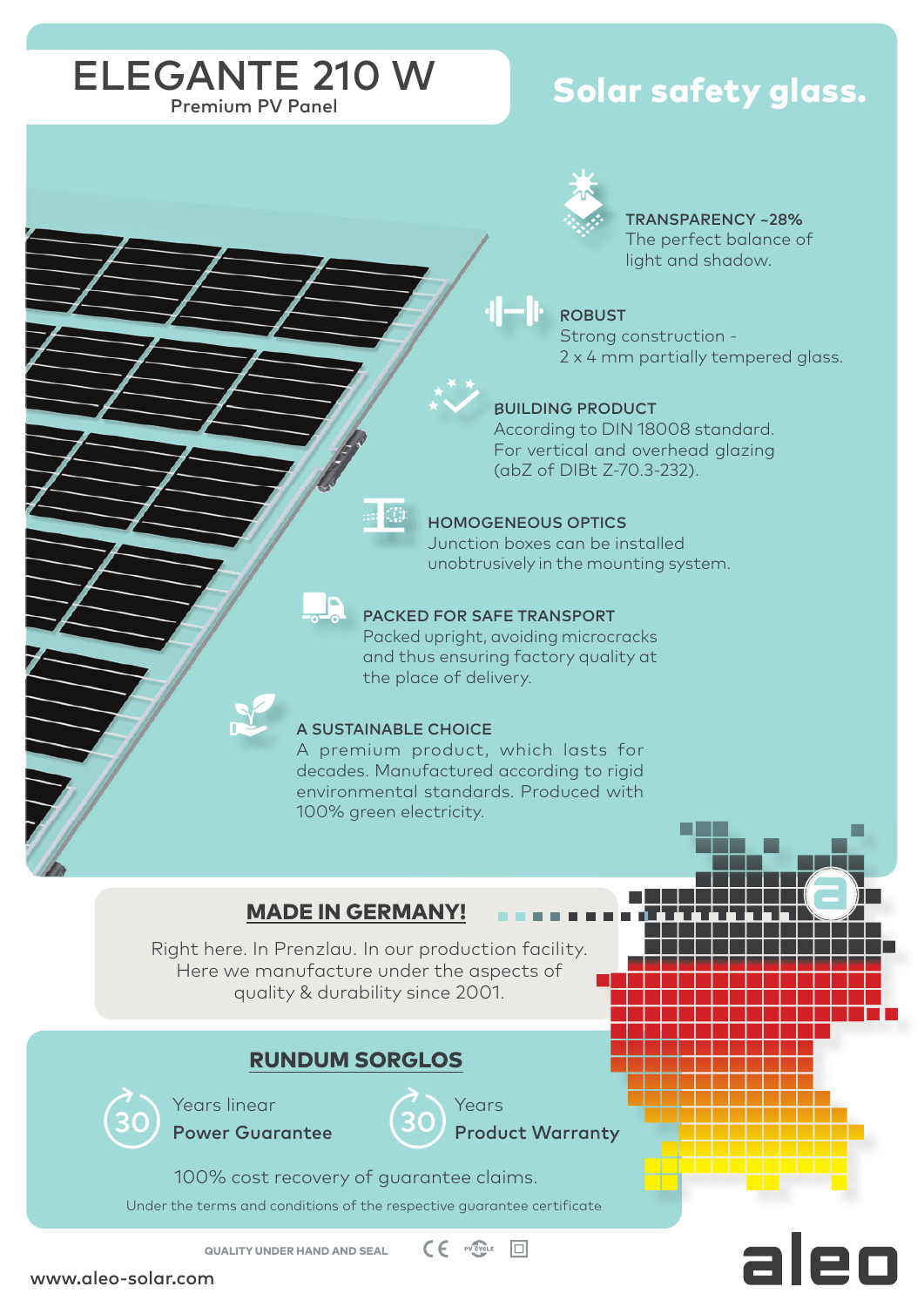# ELEGANTE 210 W

Premium PV Panel

## Solar safety glass.

**TRANSPARENCY ~28%**
The perfect balance of light and shadow.

**ROBUST**
Strong construction - 2 x 4 mm partially tempered glass.

**BUILDING PRODUCT**
According to DIN 18008 standard. For vertical and overhead glazing (abZ of DIBt Z-70.3-232).

**HOMOGENEOUS OPTICS**
Junction boxes can be installed unobtrusively in the mounting system.

**PACKED FOR SAFE TRANSPORT**
Packed upright, avoiding microcracks and thus ensuring factory quality at the place of delivery.

**A SUSTAINABLE CHOICE**
A premium product, which lasts for decades. Manufactured according to rigid environmental standards. Produced with 100% green electricity.

## MADE IN GERMANY!

Right here. In Prenzlau. In our production facility. Here we manufacture under the aspects of quality & durability since 2001.

## RUNDUM SORGLOS

30 Years linear **Power Guarantee**

30 Years **Product Warranty**

100% cost recovery of guarantee claims.

Under the terms and conditions of the respective guarantee certificate

QUALITY UNDER HAND AND SEAL

www.aleo-solar.com

aleo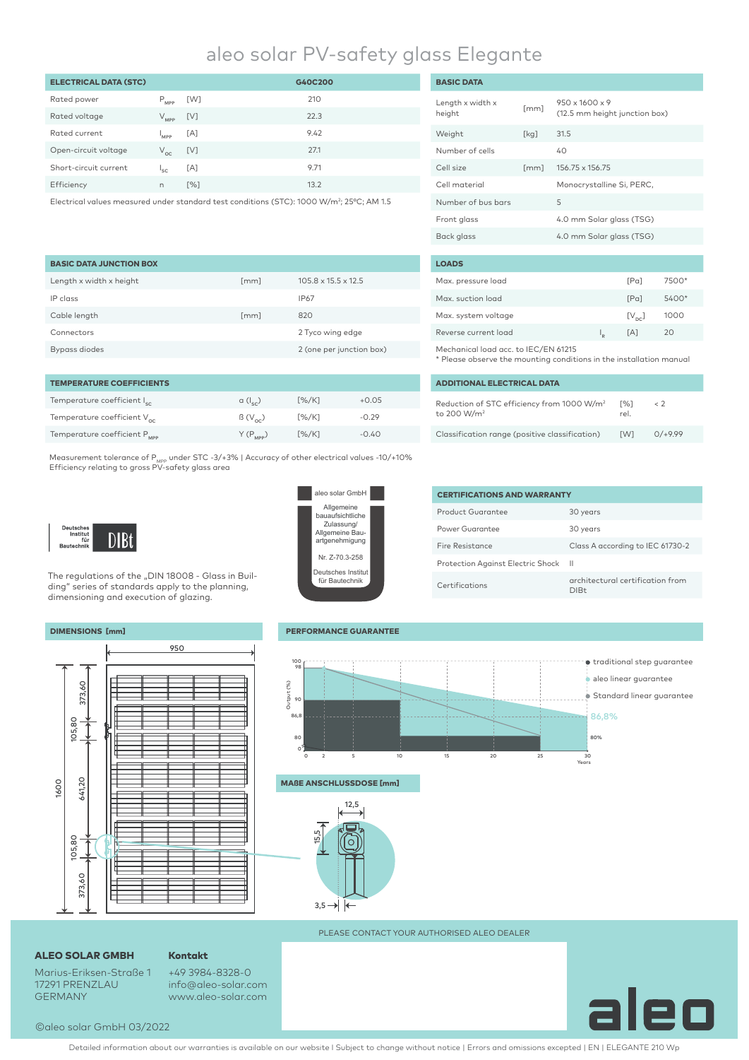# aleo solar PV-safety glass Elegante

| ELECTRICAL DATA (STC) | | | G40C200 |
|---|---|---|---|
| Rated power | $P_{MPP}$ | [W] | 210 |
| Rated voltage | $V_{MPP}$ | [V] | 22.3 |
| Rated current | $I_{MPP}$ | [A] | 9.42 |
| Open-circuit voltage | $V_{OC}$ | [V] | 27.1 |
| Short-circuit current | $I_{SC}$ | [A] | 9.71 |
| Efficiency | n | [%] | 13.2 |

Electrical values measured under standard test conditions (STC): 1000 W/m²; 25°C; AM 1.5

| BASIC DATA | | |
|---|---|---|
| Length x width x height | [mm] | 950 x 1600 x 9 (12.5 mm height junction box) |
| Weight | [kg] | 31.5 |
| Number of cells | | 40 |
| Cell size | [mm] | 156.75 x 156.75 |
| Cell material | | Monocrystalline Si, PERC, |
| Number of bus bars | | 5 |
| Front glass | | 4.0 mm Solar glass (TSG) |
| Back glass | | 4.0 mm Solar glass (TSG) |

| BASIC DATA JUNCTION BOX | | |
|---|---|---|
| Length x width x height | [mm] | 105.8 x 15.5 x 12.5 |
| IP class | | IP67 |
| Cable length | [mm] | 820 |
| Connectors | | 2 Tyco wing edge |
| Bypass diodes | | 2 (one per junction box) |

| LOADS | | | |
|---|---|---|---|
| Max. pressure load | | [Pa] | 7500* |
| Max. suction load | | [Pa] | 5400* |
| Max. system voltage | | [$V_{DC}$] | 1000 |
| Reverse current load | $I_R$ | [A] | 20 |

Mechanical load acc. to IEC/EN 61215
\* Please observe the mounting conditions in the installation manual

| TEMPERATURE COEFFICIENTS | | | |
|---|---|---|---|
| Temperature coefficient $I_{SC}$ | α ($I_{SC}$) | [%/K] | +0.05 |
| Temperature coefficient $V_{OC}$ | β ($V_{OC}$) | [%/K] | -0.29 |
| Temperature coefficient $P_{MPP}$ | γ ($P_{MPP}$) | [%/K] | -0.40 |

Measurement tolerance of $P_{MPP}$ under STC -3/+3% | Accuracy of other electrical values -10/+10%
Efficiency relating to gross PV-safety glass area

| ADDITIONAL ELECTRICAL DATA | | |
|---|---|---|
| Reduction of STC efficiency from 1000 W/m² to 200 W/m² | [%] rel. | < 2 |
| Classification range (positive classification) | [W] | 0/+9.99 |

Deutsches Institut für Bautechnik DIBt

The regulations of the „DIN 18008 - Glass in Building" series of standards apply to the planning, dimensioning and execution of glazing.

aleo solar GmbH
Allgemeine bauaufsichtliche Zulassung/ Allgemeine Bauartgenehmigung
Nr. Z-70.3-258
Deutsches Institut für Bautechnik

| CERTIFICATIONS AND WARRANTY | |
|---|---|
| Product Guarantee | 30 years |
| Power Guarantee | 30 years |
| Fire Resistance | Class A according to IEC 61730-2 |
| Protection Against Electric Shock | II |
| Certifications | architectural certification from DIBt |

## DIMENSIONS [mm]

950
1600
373,60
105,80
641,20
105,80
373,60

## PERFORMANCE GUARANTEE

Output (%)
100
98
90
86,8
80
0
0 2 5 10 15 20 25 30
Years
86,8%
80%

- traditional step guarantee
- aleo linear guarantee
- Standard linear guarantee

## MAßE ANSCHLUSSDOSE [mm]

12,5
15,5
3,5

PLEASE CONTACT YOUR AUTHORISED ALEO DEALER

**ALEO SOLAR GMBH**
Marius-Eriksen-Straße 1
17291 PRENZLAU
GERMANY

**Kontakt**
+49 3984-8328-0
info@aleo-solar.com
www.aleo-solar.com

©aleo solar GmbH 03/2022

aleo

Detailed information about our warranties is available on our website I Subject to change without notice | Errors and omissions excepted | EN | ELEGANTE 210 Wp